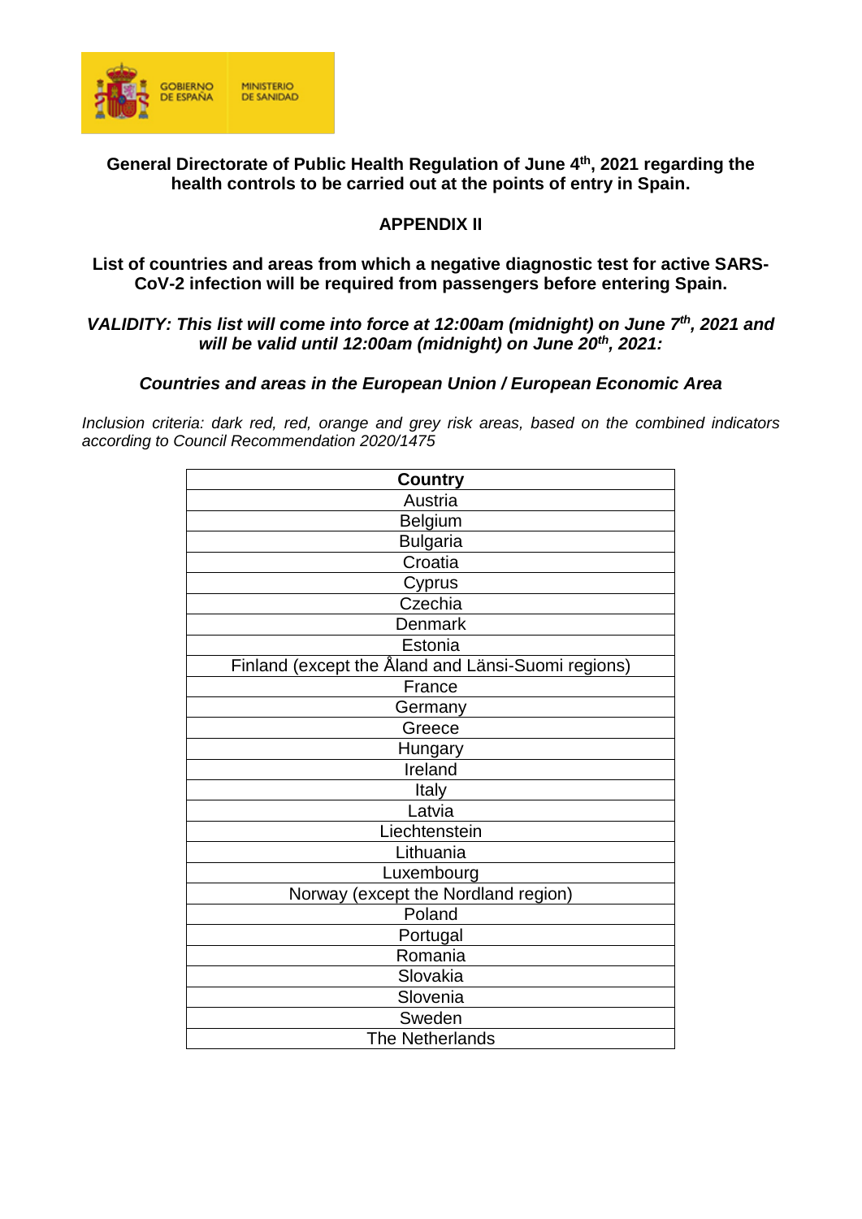**General Directorate of Public Health Regulation of June 4th, 2021 regarding the health controls to be carried out at the points of entry in Spain.**

## APPENDIX II

**List of countries and areas from which a negative diagnostic test for active SARS-CoV-2 infection will be required from passengers before entering Spain.**

***VALIDITY: This list will come into force at 12:00am (midnight) on June 7th, 2021 and will be valid until 12:00am (midnight) on June 20th, 2021:***

***Countries and areas in the European Union / European Economic Area***

*Inclusion criteria: dark red, red, orange and grey risk areas, based on the combined indicators according to Council Recommendation 2020/1475*

| Country |
|---|
| Austria |
| Belgium |
| Bulgaria |
| Croatia |
| Cyprus |
| Czechia |
| Denmark |
| Estonia |
| Finland (except the Åland and Länsi-Suomi regions) |
| France |
| Germany |
| Greece |
| Hungary |
| Ireland |
| Italy |
| Latvia |
| Liechtenstein |
| Lithuania |
| Luxembourg |
| Norway (except the Nordland region) |
| Poland |
| Portugal |
| Romania |
| Slovakia |
| Slovenia |
| Sweden |
| The Netherlands |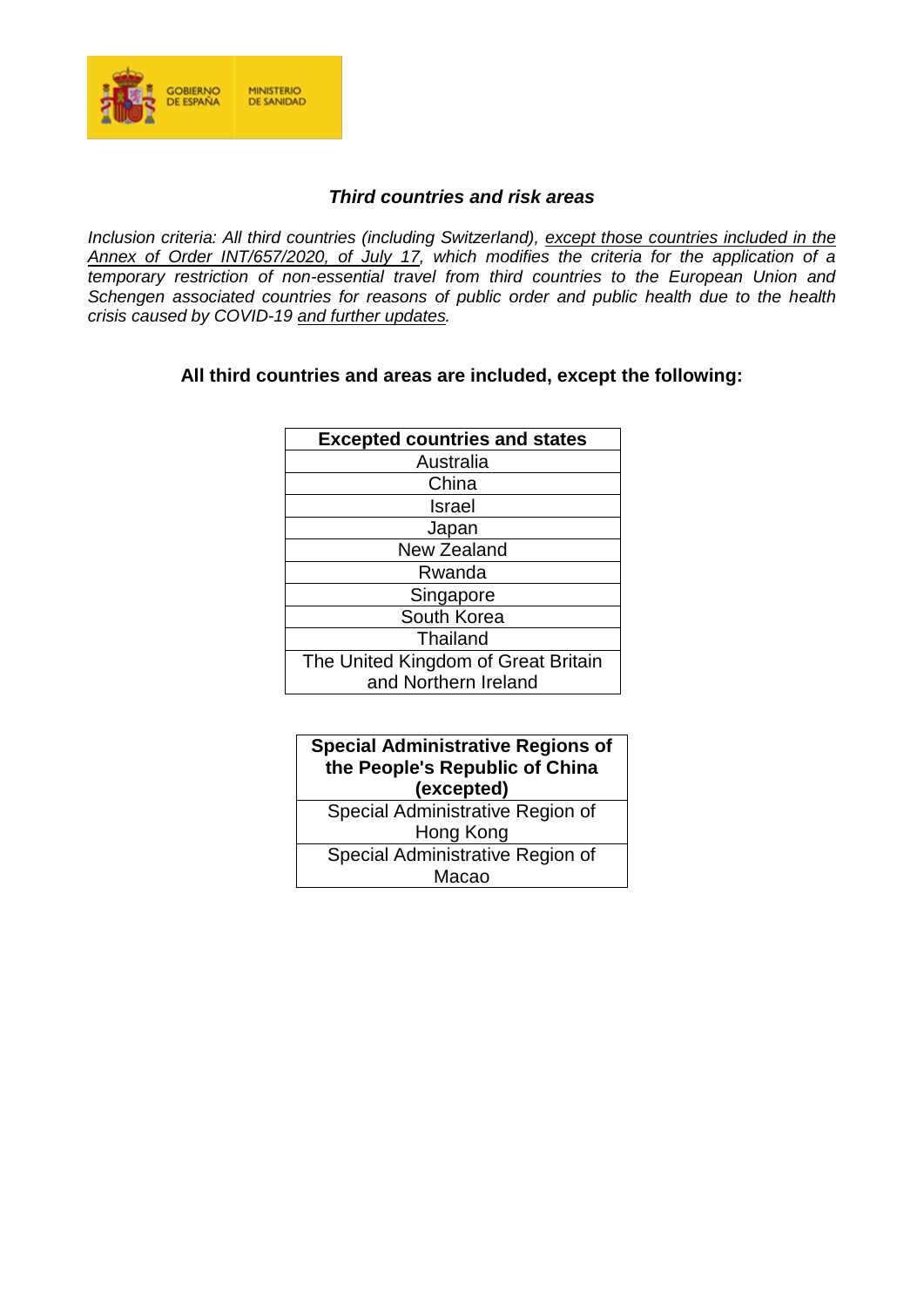### *Third countries and risk areas*

*Inclusion criteria: All third countries (including Switzerland), except those countries included in the Annex of Order INT/657/2020, of July 17, which modifies the criteria for the application of a temporary restriction of non-essential travel from third countries to the European Union and Schengen associated countries for reasons of public order and public health due to the health crisis caused by COVID-19 and further updates.*

**All third countries and areas are included, except the following:**

| Excepted countries and states |
|---|
| Australia |
| China |
| Israel |
| Japan |
| New Zealand |
| Rwanda |
| Singapore |
| South Korea |
| Thailand |
| The United Kingdom of Great Britain and Northern Ireland |

| Special Administrative Regions of the People's Republic of China (excepted) |
|---|
| Special Administrative Region of Hong Kong |
| Special Administrative Region of Macao |